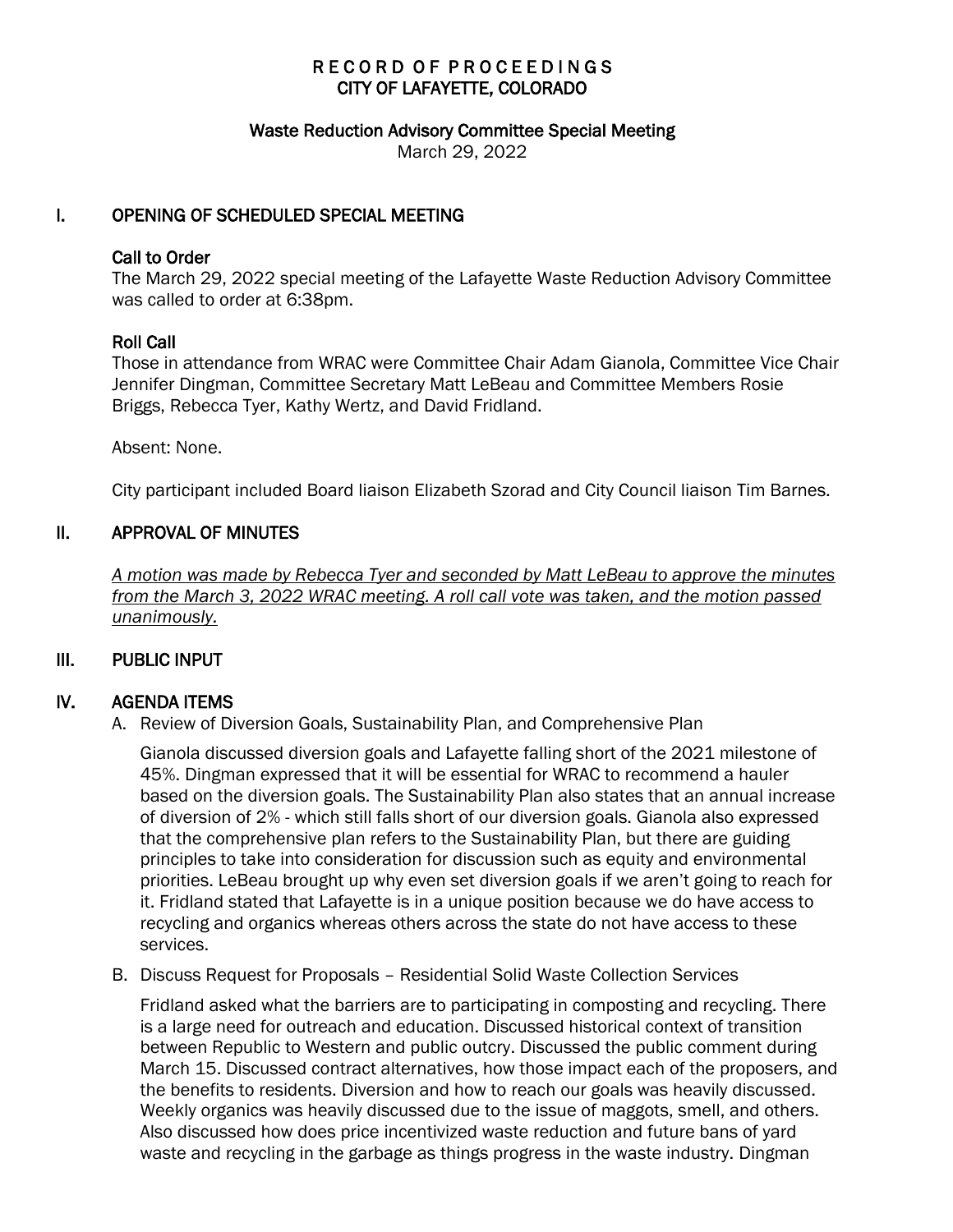# RECORD OF PROCEEDINGS
# CITY OF LAFAYETTE, COLORADO

## Waste Reduction Advisory Committee Special Meeting

March 29, 2022

## I. OPENING OF SCHEDULED SPECIAL MEETING

### Call to Order

The March 29, 2022 special meeting of the Lafayette Waste Reduction Advisory Committee was called to order at 6:38pm.

### Roll Call

Those in attendance from WRAC were Committee Chair Adam Gianola, Committee Vice Chair Jennifer Dingman, Committee Secretary Matt LeBeau and Committee Members Rosie Briggs, Rebecca Tyer, Kathy Wertz, and David Fridland.

Absent: None.

City participant included Board liaison Elizabeth Szorad and City Council liaison Tim Barnes.

## II. APPROVAL OF MINUTES

*A motion was made by Rebecca Tyer and seconded by Matt LeBeau to approve the minutes from the March 3, 2022 WRAC meeting. A roll call vote was taken, and the motion passed unanimously.*

## III. PUBLIC INPUT

## IV. AGENDA ITEMS

A. Review of Diversion Goals, Sustainability Plan, and Comprehensive Plan

Gianola discussed diversion goals and Lafayette falling short of the 2021 milestone of 45%. Dingman expressed that it will be essential for WRAC to recommend a hauler based on the diversion goals. The Sustainability Plan also states that an annual increase of diversion of 2% - which still falls short of our diversion goals. Gianola also expressed that the comprehensive plan refers to the Sustainability Plan, but there are guiding principles to take into consideration for discussion such as equity and environmental priorities. LeBeau brought up why even set diversion goals if we aren't going to reach for it. Fridland stated that Lafayette is in a unique position because we do have access to recycling and organics whereas others across the state do not have access to these services.

B. Discuss Request for Proposals – Residential Solid Waste Collection Services

Fridland asked what the barriers are to participating in composting and recycling. There is a large need for outreach and education. Discussed historical context of transition between Republic to Western and public outcry. Discussed the public comment during March 15. Discussed contract alternatives, how those impact each of the proposers, and the benefits to residents. Diversion and how to reach our goals was heavily discussed. Weekly organics was heavily discussed due to the issue of maggots, smell, and others. Also discussed how does price incentivized waste reduction and future bans of yard waste and recycling in the garbage as things progress in the waste industry. Dingman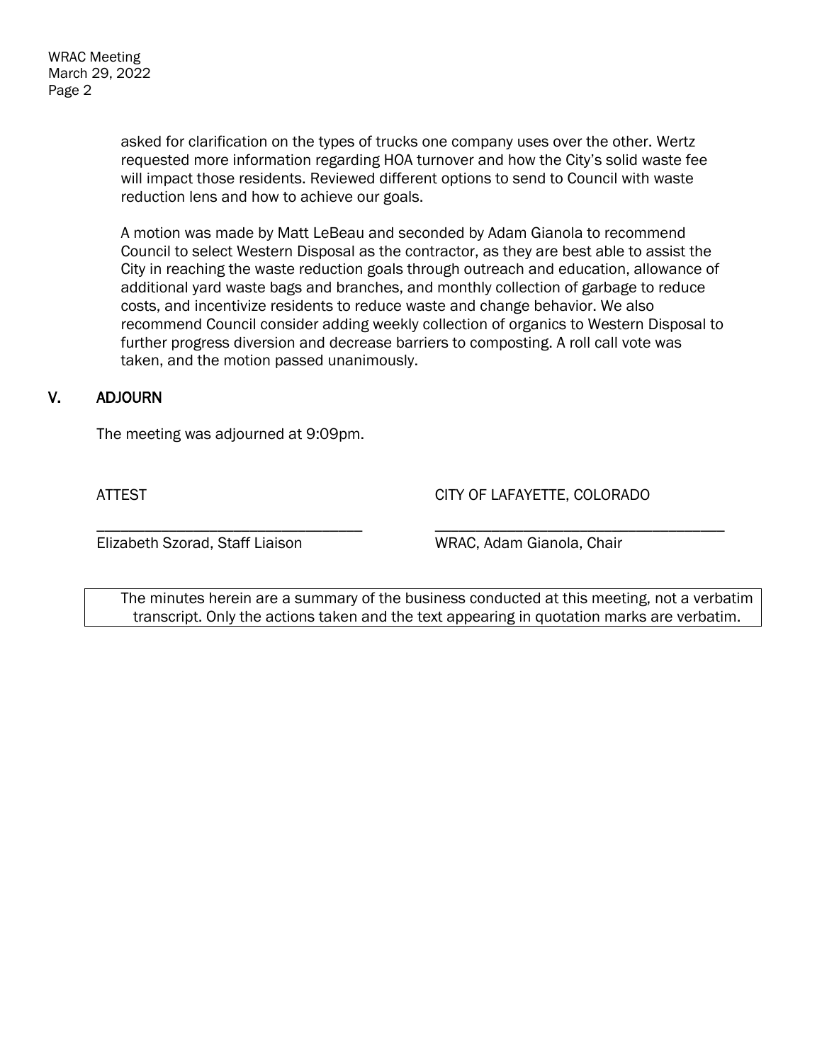asked for clarification on the types of trucks one company uses over the other. Wertz requested more information regarding HOA turnover and how the City's solid waste fee will impact those residents. Reviewed different options to send to Council with waste reduction lens and how to achieve our goals.

A motion was made by Matt LeBeau and seconded by Adam Gianola to recommend Council to select Western Disposal as the contractor, as they are best able to assist the City in reaching the waste reduction goals through outreach and education, allowance of additional yard waste bags and branches, and monthly collection of garbage to reduce costs, and incentivize residents to reduce waste and change behavior. We also recommend Council consider adding weekly collection of organics to Western Disposal to further progress diversion and decrease barriers to composting. A roll call vote was taken, and the motion passed unanimously.

## V. ADJOURN

The meeting was adjourned at 9:09pm.

| | |
|---|---|
| ATTEST | CITY OF LAFAYETTE, COLORADO |
| ______________________________ | ______________________________ |
| Elizabeth Szorad, Staff Liaison | WRAC, Adam Gianola, Chair |

The minutes herein are a summary of the business conducted at this meeting, not a verbatim transcript. Only the actions taken and the text appearing in quotation marks are verbatim.